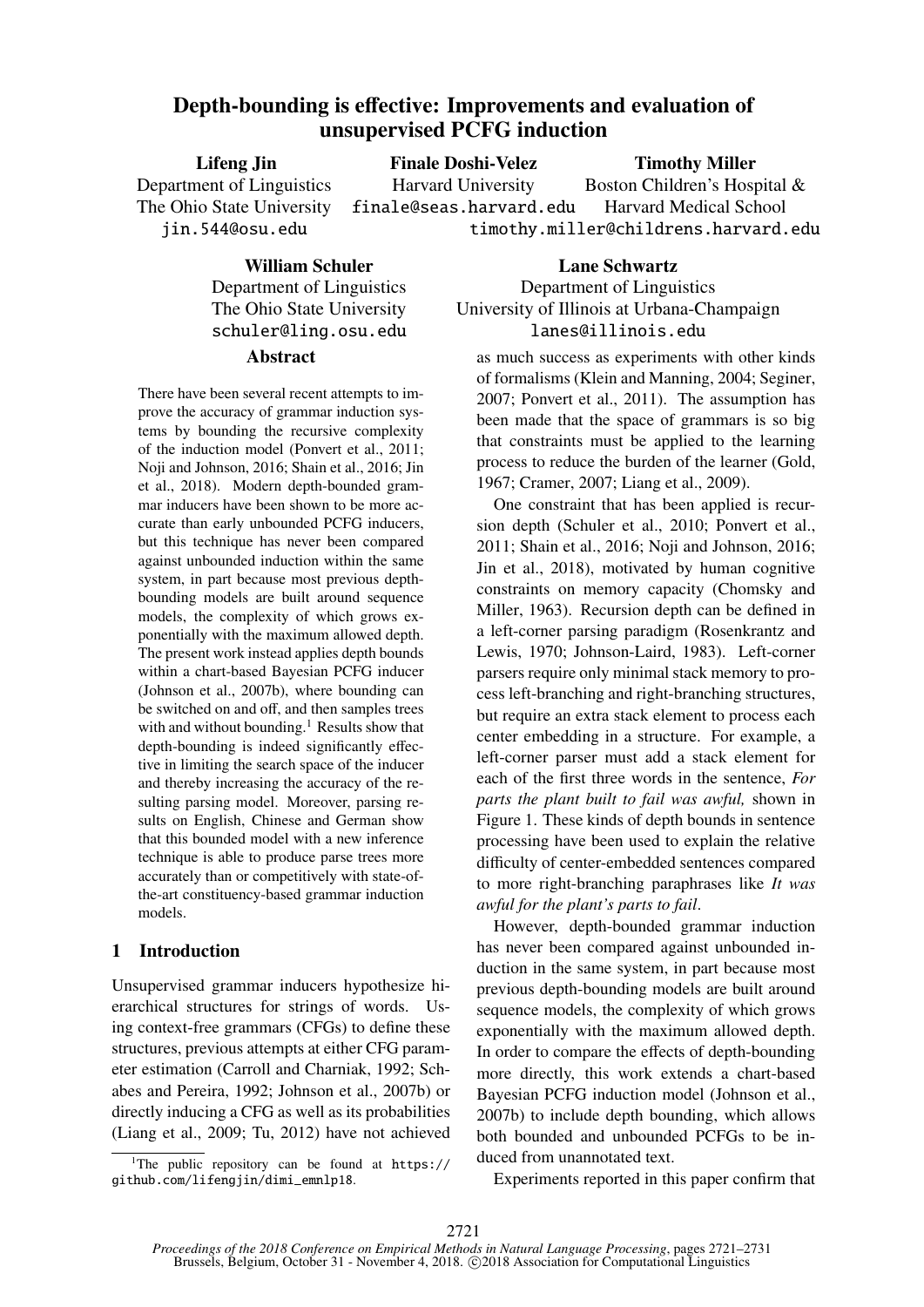# Depth-bounding is effective: Improvements and evaluation of unsupervised PCFG induction

**Lifeng Jin**
Department of Linguistics
The Ohio State University
jin.544@osu.edu

**Finale Doshi-Velez**
Harvard University
finale@seas.harvard.edu

**Timothy Miller**
Boston Children's Hospital & Harvard Medical School
timothy.miller@childrens.harvard.edu

**William Schuler**
Department of Linguistics
The Ohio State University
schuler@ling.osu.edu

**Lane Schwartz**
Department of Linguistics
University of Illinois at Urbana-Champaign
lanes@illinois.edu

## Abstract

There have been several recent attempts to improve the accuracy of grammar induction systems by bounding the recursive complexity of the induction model (Ponvert et al., 2011; Noji and Johnson, 2016; Shain et al., 2016; Jin et al., 2018). Modern depth-bounded grammar inducers have been shown to be more accurate than early unbounded PCFG inducers, but this technique has never been compared against unbounded induction within the same system, in part because most previous depth-bounding models are built around sequence models, the complexity of which grows exponentially with the maximum allowed depth. The present work instead applies depth bounds within a chart-based Bayesian PCFG inducer (Johnson et al., 2007b), where bounding can be switched on and off, and then samples trees with and without bounding.[1] Results show that depth-bounding is indeed significantly effective in limiting the search space of the inducer and thereby increasing the accuracy of the resulting parsing model. Moreover, parsing results on English, Chinese and German show that this bounded model with a new inference technique is able to produce parse trees more accurately than or competitively with state-of-the-art constituency-based grammar induction models.

## 1 Introduction

Unsupervised grammar inducers hypothesize hierarchical structures for strings of words. Using context-free grammars (CFGs) to define these structures, previous attempts at either CFG parameter estimation (Carroll and Charniak, 1992; Schabes and Pereira, 1992; Johnson et al., 2007b) or directly inducing a CFG as well as its probabilities (Liang et al., 2009; Tu, 2012) have not achieved as much success as experiments with other kinds of formalisms (Klein and Manning, 2004; Seginer, 2007; Ponvert et al., 2011). The assumption has been made that the space of grammars is so big that constraints must be applied to the learning process to reduce the burden of the learner (Gold, 1967; Cramer, 2007; Liang et al., 2009).

One constraint that has been applied is recursion depth (Schuler et al., 2010; Ponvert et al., 2011; Shain et al., 2016; Noji and Johnson, 2016; Jin et al., 2018), motivated by human cognitive constraints on memory capacity (Chomsky and Miller, 1963). Recursion depth can be defined in a left-corner parsing paradigm (Rosenkrantz and Lewis, 1970; Johnson-Laird, 1983). Left-corner parsers require only minimal stack memory to process left-branching and right-branching structures, but require an extra stack element to process each center embedding in a structure. For example, a left-corner parser must add a stack element for each of the first three words in the sentence, *For parts the plant built to fail was awful,* shown in Figure 1. These kinds of depth bounds in sentence processing have been used to explain the relative difficulty of center-embedded sentences compared to more right-branching paraphrases like *It was awful for the plant's parts to fail*.

However, depth-bounded grammar induction has never been compared against unbounded induction in the same system, in part because most previous depth-bounding models are built around sequence models, the complexity of which grows exponentially with the maximum allowed depth. In order to compare the effects of depth-bounding more directly, this work extends a chart-based Bayesian PCFG induction model (Johnson et al., 2007b) to include depth bounding, which allows both bounded and unbounded PCFGs to be induced from unannotated text.

Experiments reported in this paper confirm that

[1] The public repository can be found at https://github.com/lifengjin/dimi_emnlp18.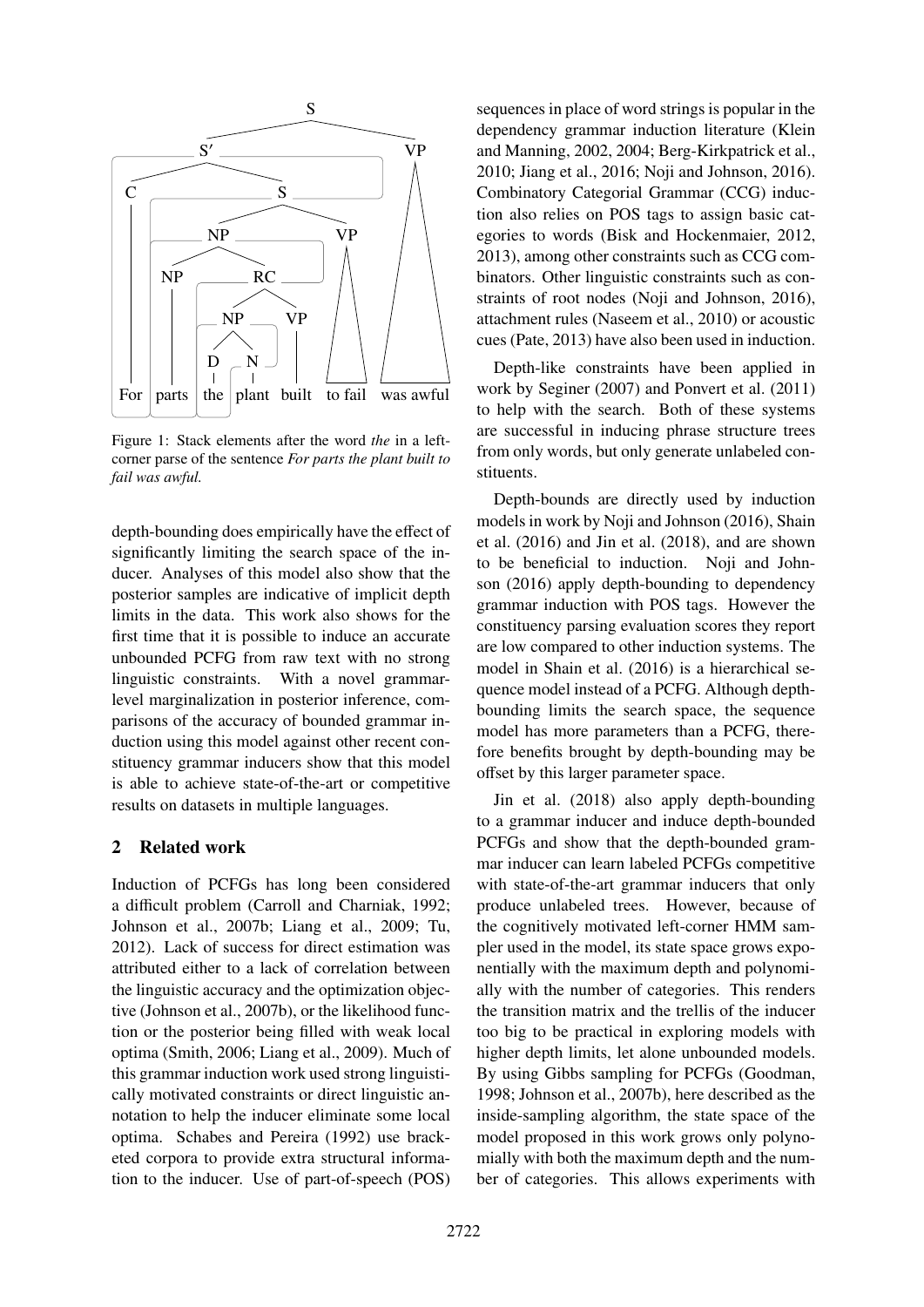Figure 1: Stack elements after the word *the* in a left-corner parse of the sentence *For parts the plant built to fail was awful.*

depth-bounding does empirically have the effect of significantly limiting the search space of the inducer. Analyses of this model also show that the posterior samples are indicative of implicit depth limits in the data. This work also shows for the first time that it is possible to induce an accurate unbounded PCFG from raw text with no strong linguistic constraints. With a novel grammar-level marginalization in posterior inference, comparisons of the accuracy of bounded grammar induction using this model against other recent constituency grammar inducers show that this model is able to achieve state-of-the-art or competitive results on datasets in multiple languages.

## 2 Related work

Induction of PCFGs has long been considered a difficult problem (Carroll and Charniak, 1992; Johnson et al., 2007b; Liang et al., 2009; Tu, 2012). Lack of success for direct estimation was attributed either to a lack of correlation between the linguistic accuracy and the optimization objective (Johnson et al., 2007b), or the likelihood function or the posterior being filled with weak local optima (Smith, 2006; Liang et al., 2009). Much of this grammar induction work used strong linguistically motivated constraints or direct linguistic annotation to help the inducer eliminate some local optima. Schabes and Pereira (1992) use bracketed corpora to provide extra structural information to the inducer. Use of part-of-speech (POS) sequences in place of word strings is popular in the dependency grammar induction literature (Klein and Manning, 2002, 2004; Berg-Kirkpatrick et al., 2010; Jiang et al., 2016; Noji and Johnson, 2016). Combinatory Categorial Grammar (CCG) induction also relies on POS tags to assign basic categories to words (Bisk and Hockenmaier, 2012, 2013), among other constraints such as CCG combinators. Other linguistic constraints such as constraints of root nodes (Noji and Johnson, 2016), attachment rules (Naseem et al., 2010) or acoustic cues (Pate, 2013) have also been used in induction.

Depth-like constraints have been applied in work by Seginer (2007) and Ponvert et al. (2011) to help with the search. Both of these systems are successful in inducing phrase structure trees from only words, but only generate unlabeled constituents.

Depth-bounds are directly used by induction models in work by Noji and Johnson (2016), Shain et al. (2016) and Jin et al. (2018), and are shown to be beneficial to induction. Noji and Johnson (2016) apply depth-bounding to dependency grammar induction with POS tags. However the constituency parsing evaluation scores they report are low compared to other induction systems. The model in Shain et al. (2016) is a hierarchical sequence model instead of a PCFG. Although depth-bounding limits the search space, the sequence model has more parameters than a PCFG, therefore benefits brought by depth-bounding may be offset by this larger parameter space.

Jin et al. (2018) also apply depth-bounding to a grammar inducer and induce depth-bounded PCFGs and show that the depth-bounded grammar inducer can learn labeled PCFGs competitive with state-of-the-art grammar inducers that only produce unlabeled trees. However, because of the cognitively motivated left-corner HMM sampler used in the model, its state space grows exponentially with the maximum depth and polynomially with the number of categories. This renders the transition matrix and the trellis of the inducer too big to be practical in exploring models with higher depth limits, let alone unbounded models. By using Gibbs sampling for PCFGs (Goodman, 1998; Johnson et al., 2007b), here described as the inside-sampling algorithm, the state space of the model proposed in this work grows only polynomially with both the maximum depth and the number of categories. This allows experiments with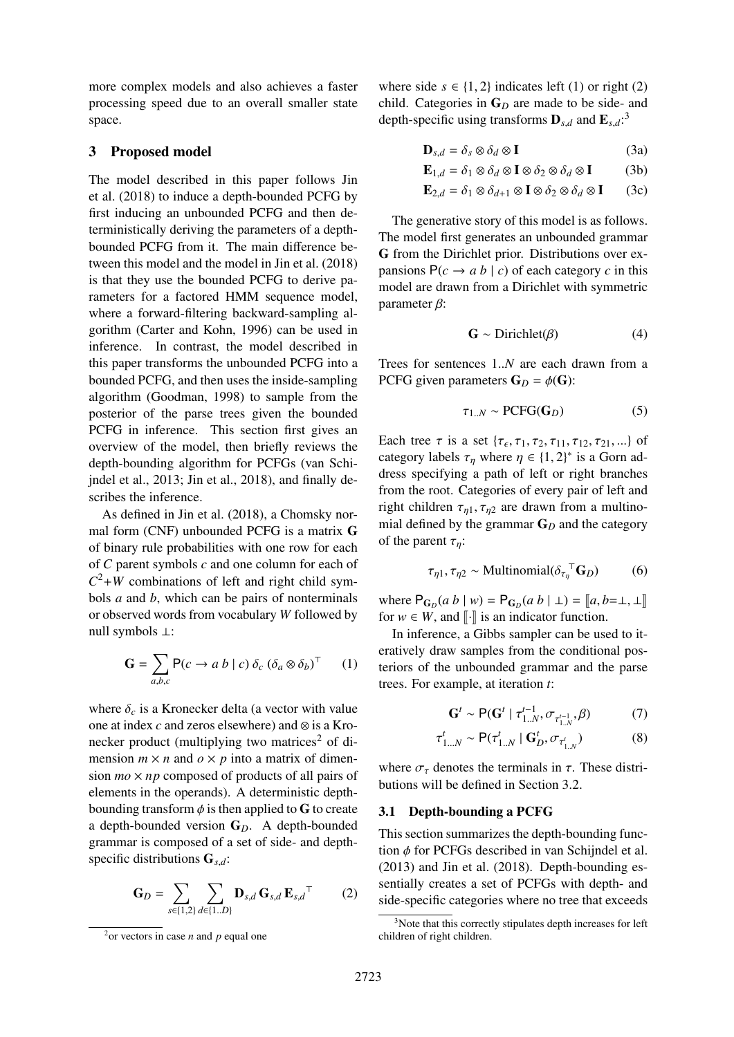more complex models and also achieves a faster processing speed due to an overall smaller state space.

## 3 Proposed model

The model described in this paper follows Jin et al. (2018) to induce a depth-bounded PCFG by first inducing an unbounded PCFG and then deterministically deriving the parameters of a depth-bounded PCFG from it. The main difference between this model and the model in Jin et al. (2018) is that they use the bounded PCFG to derive parameters for a factored HMM sequence model, where a forward-filtering backward-sampling algorithm (Carter and Kohn, 1996) can be used in inference. In contrast, the model described in this paper transforms the unbounded PCFG into a bounded PCFG, and then uses the inside-sampling algorithm (Goodman, 1998) to sample from the posterior of the parse trees given the bounded PCFG in inference. This section first gives an overview of the model, then briefly reviews the depth-bounding algorithm for PCFGs (van Schijndel et al., 2013; Jin et al., 2018), and finally describes the inference.

As defined in Jin et al. (2018), a Chomsky normal form (CNF) unbounded PCFG is a matrix $\mathbf{G}$ of binary rule probabilities with one row for each of $C$ parent symbols $c$ and one column for each of $C^2{+}W$ combinations of left and right child symbols $a$ and $b$, which can be pairs of nonterminals or observed words from vocabulary $W$ followed by null symbols $\perp$:

$$\mathbf{G} = \sum_{a,b,c} \mathsf{P}(c \rightarrow a\ b \mid c)\ \delta_c\ (\delta_a \otimes \delta_b)^\top \qquad (1)$$

where $\delta_c$ is a Kronecker delta (a vector with value one at index $c$ and zeros elsewhere) and $\otimes$ is a Kronecker product (multiplying two matrices[2] of dimension $m \times n$ and $o \times p$ into a matrix of dimension $mo \times np$ composed of products of all pairs of elements in the operands). A deterministic depth-bounding transform $\phi$ is then applied to $\mathbf{G}$ to create a depth-bounded version $\mathbf{G}_D$. A depth-bounded grammar is composed of a set of side- and depth-specific distributions $\mathbf{G}_{s,d}$:

$$\mathbf{G}_D = \sum_{s \in \{1,2\}} \sum_{d \in \{1..D\}} \mathbf{D}_{s,d}\ \mathbf{G}_{s,d}\ \mathbf{E}_{s,d}{}^\top \qquad (2)$$

where side $s \in \{1, 2\}$ indicates left (1) or right (2) child. Categories in $\mathbf{G}_D$ are made to be side- and depth-specific using transforms $\mathbf{D}_{s,d}$ and $\mathbf{E}_{s,d}$:[3]

$$\mathbf{D}_{s,d} = \delta_s \otimes \delta_d \otimes \mathbf{I} \qquad (3a)$$

$$\mathbf{E}_{1,d} = \delta_1 \otimes \delta_d \otimes \mathbf{I} \otimes \delta_2 \otimes \delta_d \otimes \mathbf{I} \qquad (3b)$$

$$\mathbf{E}_{2,d} = \delta_1 \otimes \delta_{d+1} \otimes \mathbf{I} \otimes \delta_2 \otimes \delta_d \otimes \mathbf{I} \qquad (3c)$$

The generative story of this model is as follows. The model first generates an unbounded grammar $\mathbf{G}$ from the Dirichlet prior. Distributions over expansions $\mathsf{P}(c \rightarrow a\ b \mid c)$ of each category $c$ in this model are drawn from a Dirichlet with symmetric parameter $\beta$:

$$\mathbf{G} \sim \text{Dirichlet}(\beta) \qquad (4)$$

Trees for sentences $1..N$ are each drawn from a PCFG given parameters $\mathbf{G}_D = \phi(\mathbf{G})$:

$$\tau_{1..N} \sim \text{PCFG}(\mathbf{G}_D) \qquad (5)$$

Each tree $\tau$ is a set $\{\tau_\epsilon, \tau_1, \tau_2, \tau_{11}, \tau_{12}, \tau_{21}, ...\}$ of category labels $\tau_\eta$ where $\eta \in \{1, 2\}^*$ is a Gorn address specifying a path of left or right branches from the root. Categories of every pair of left and right children $\tau_{\eta 1}, \tau_{\eta 2}$ are drawn from a multinomial defined by the grammar $\mathbf{G}_D$ and the category of the parent $\tau_\eta$:

$$\tau_{\eta 1}, \tau_{\eta 2} \sim \text{Multinomial}(\delta_{\tau_\eta}{}^\top \mathbf{G}_D) \qquad (6)$$

where $\mathsf{P}_{\mathbf{G}_D}(a\ b \mid w) = \mathsf{P}_{\mathbf{G}_D}(a\ b \mid \perp) = [\![a, b{=}\perp, \perp]\!]$ for $w \in W$, and $[\![\cdot]\!]$ is an indicator function.

In inference, a Gibbs sampler can be used to iteratively draw samples from the conditional posteriors of the unbounded grammar and the parse trees. For example, at iteration $t$:

$$\mathbf{G}^t \sim \mathsf{P}(\mathbf{G}^t \mid \tau^{t-1}_{1..N}, \sigma_{\tau^{t-1}_{1..N}}, \beta) \qquad (7)$$

$$\tau^t_{1...N} \sim \mathsf{P}(\tau^t_{1..N} \mid \mathbf{G}^t_D, \sigma_{\tau^t_{1..N}}) \qquad (8)$$

where $\sigma_\tau$ denotes the terminals in $\tau$. These distributions will be defined in Section 3.2.

### 3.1 Depth-bounding a PCFG

This section summarizes the depth-bounding function $\phi$ for PCFGs described in van Schijndel et al. (2013) and Jin et al. (2018). Depth-bounding essentially creates a set of PCFGs with depth- and side-specific categories where no tree that exceeds

[2] or vectors in case $n$ and $p$ equal one

[3] Note that this correctly stipulates depth increases for left children of right children.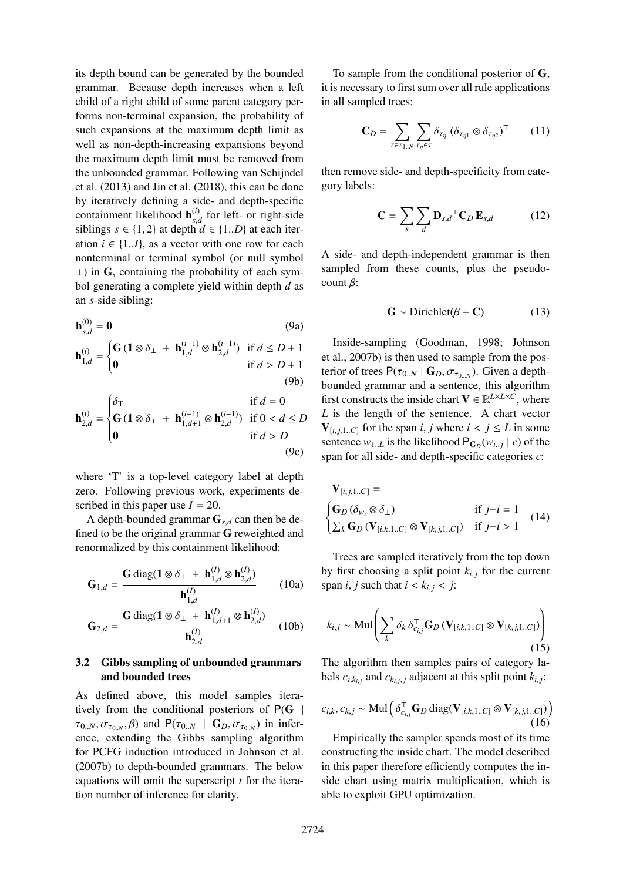its depth bound can be generated by the bounded grammar. Because depth increases when a left child of a right child of some parent category performs non-terminal expansion, the probability of such expansions at the maximum depth limit as well as non-depth-increasing expansions beyond the maximum depth limit must be removed from the unbounded grammar. Following van Schijndel et al. (2013) and Jin et al. (2018), this can be done by iteratively defining a side- and depth-specific containment likelihood $\mathbf{h}^{(i)}_{s,d}$ for left- or right-side siblings $s \in \{1, 2\}$ at depth $d \in \{1..D\}$ at each iteration $i \in \{1..I\}$, as a vector with one row for each nonterminal or terminal symbol (or null symbol $\perp$) in $\mathbf{G}$, containing the probability of each symbol generating a complete yield within depth $d$ as an $s$-side sibling:

$$\mathbf{h}^{(0)}_{s,d} = \mathbf{0} \tag{9a}$$

$$\mathbf{h}^{(i)}_{1,d} = \begin{cases} \mathbf{G}\,(\mathbf{1} \otimes \delta_\perp \;+\; \mathbf{h}^{(i-1)}_{1,d} \otimes \mathbf{h}^{(i-1)}_{2,d}) & \text{if } d \le D+1 \\ \mathbf{0} & \text{if } d > D+1 \end{cases} \tag{9b}$$

$$\mathbf{h}^{(i)}_{2,d} = \begin{cases} \delta_{\mathrm{T}} & \text{if } d = 0 \\ \mathbf{G}\,(\mathbf{1} \otimes \delta_\perp \;+\; \mathbf{h}^{(i-1)}_{1,d+1} \otimes \mathbf{h}^{(i-1)}_{2,d}) & \text{if } 0 < d \le D \\ \mathbf{0} & \text{if } d > D \end{cases} \tag{9c}$$

where 'T' is a top-level category label at depth zero. Following previous work, experiments described in this paper use $I = 20$.

A depth-bounded grammar $\mathbf{G}_{s,d}$ can then be defined to be the original grammar $\mathbf{G}$ reweighted and renormalized by this containment likelihood:

$$\mathbf{G}_{1,d} = \frac{\mathbf{G}\,\mathrm{diag}(\mathbf{1} \otimes \delta_\perp \;+\; \mathbf{h}^{(I)}_{1,d} \otimes \mathbf{h}^{(I)}_{2,d})}{\mathbf{h}^{(I)}_{1,d}} \tag{10a}$$

$$\mathbf{G}_{2,d} = \frac{\mathbf{G}\,\mathrm{diag}(\mathbf{1} \otimes \delta_\perp \;+\; \mathbf{h}^{(I)}_{1,d+1} \otimes \mathbf{h}^{(I)}_{2,d})}{\mathbf{h}^{(I)}_{2,d}} \tag{10b}$$

### 3.2 Gibbs sampling of unbounded grammars and bounded trees

As defined above, this model samples iteratively from the conditional posteriors of $\mathsf{P}(\mathbf{G} \mid \tau_{0..N}, \sigma_{\tau_{0..N}}, \beta)$ and $\mathsf{P}(\tau_{0..N} \mid \mathbf{G}_D, \sigma_{\tau_{0..N}})$ in inference, extending the Gibbs sampling algorithm for PCFG induction introduced in Johnson et al. (2007b) to depth-bounded grammars. The below equations will omit the superscript $t$ for the iteration number of inference for clarity.

To sample from the conditional posterior of $\mathbf{G}$, it is necessary to first sum over all rule applications in all sampled trees:

$$\mathbf{C}_D = \sum_{\tau \in \tau_{1..N}} \sum_{\tau_\eta \in \tau} \delta_{\tau_\eta}\, (\delta_{\tau_{\eta 1}} \otimes \delta_{\tau_{\eta 2}})^\top \tag{11}$$

then remove side- and depth-specificity from category labels:

$$\mathbf{C} = \sum_s \sum_d \mathbf{D}_{s,d}{}^\top \mathbf{C}_D\, \mathbf{E}_{s,d} \tag{12}$$

A side- and depth-independent grammar is then sampled from these counts, plus the pseudo-count $\beta$:

$$\mathbf{G} \sim \mathrm{Dirichlet}(\beta + \mathbf{C}) \tag{13}$$

Inside-sampling (Goodman, 1998; Johnson et al., 2007b) is then used to sample from the posterior of trees $\mathsf{P}(\tau_{0..N} \mid \mathbf{G}_D, \sigma_{\tau_{0..N}})$. Given a depth-bounded grammar and a sentence, this algorithm first constructs the inside chart $\mathbf{V} \in \mathbb{R}^{L \times L \times C}$, where $L$ is the length of the sentence. A chart vector $\mathbf{V}_{[i,j,1..C]}$ for the span $i, j$ where $i < j \le L$ in some sentence $w_{1..L}$ is the likelihood $\mathsf{P}_{\mathbf{G}_D}(w_{i..j} \mid c)$ of the span for all side- and depth-specific categories $c$:

$$\mathbf{V}_{[i,j,1..C]} = \begin{cases} \mathbf{G}_D\,(\delta_{w_i} \otimes \delta_\perp) & \text{if } j{-}i = 1 \\ \sum_k \mathbf{G}_D\,(\mathbf{V}_{[i,k,1..C]} \otimes \mathbf{V}_{[k,j,1..C]}) & \text{if } j{-}i > 1 \end{cases} \tag{14}$$

Trees are sampled iteratively from the top down by first choosing a split point $k_{i,j}$ for the current span $i, j$ such that $i < k_{i,j} < j$:

$$k_{i,j} \sim \mathrm{Mul}\left( \sum_k \delta_k\, \delta_{c_{i,j}}^\top \mathbf{G}_D\,(\mathbf{V}_{[i,k,1..C]} \otimes \mathbf{V}_{[k,j,1..C]}) \right) \tag{15}$$

The algorithm then samples pairs of category labels $c_{i,k_{i,j}}$ and $c_{k_{i,j},j}$ adjacent at this split point $k_{i,j}$:

$$c_{i,k}, c_{k,j} \sim \mathrm{Mul}\left( \delta_{c_{i,j}}^\top \mathbf{G}_D\, \mathrm{diag}(\mathbf{V}_{[i,k,1..C]} \otimes \mathbf{V}_{[k,j,1..C]}) \right) \tag{16}$$

Empirically the sampler spends most of its time constructing the inside chart. The model described in this paper therefore efficiently computes the inside chart using matrix multiplication, which is able to exploit GPU optimization.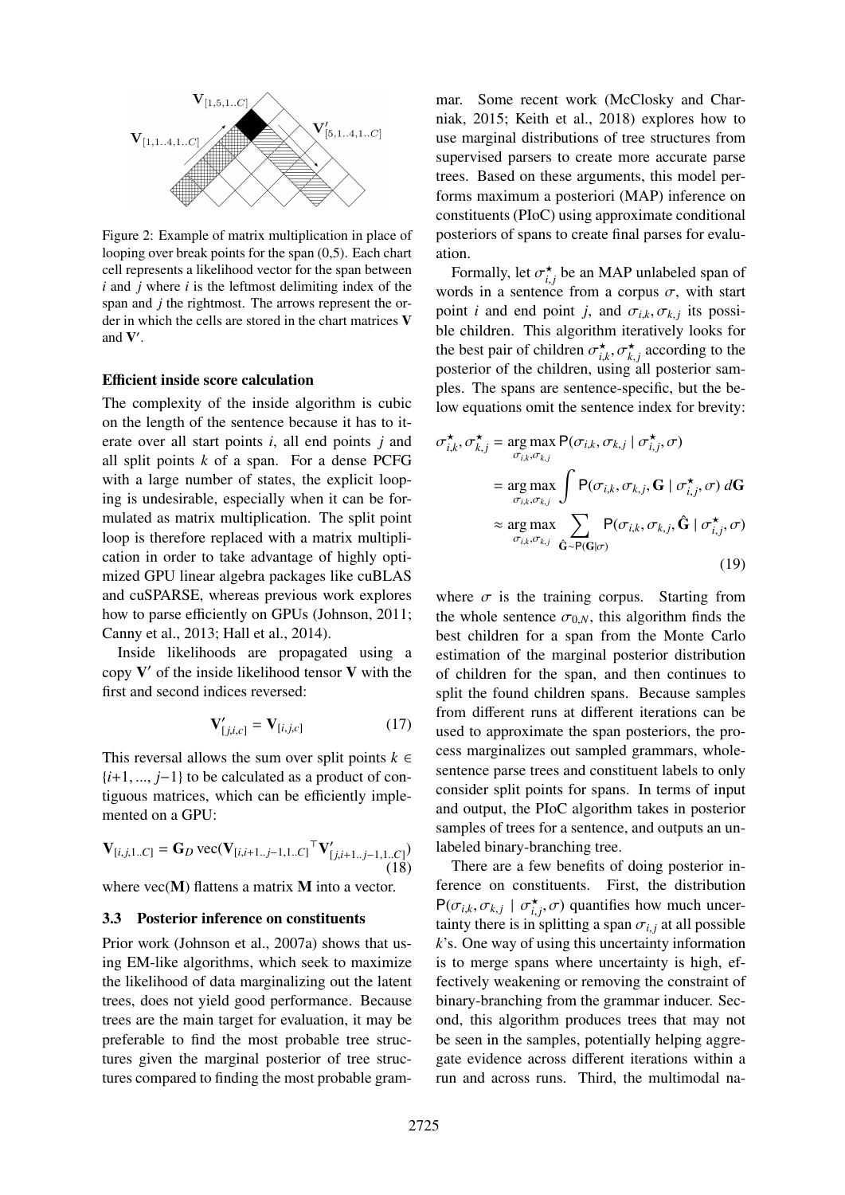Figure 2: Example of matrix multiplication in place of looping over break points for the span (0,5). Each chart cell represents a likelihood vector for the span between $i$ and $j$ where $i$ is the leftmost delimiting index of the span and $j$ the rightmost. The arrows represent the order in which the cells are stored in the chart matrices $\mathbf{V}$ and $\mathbf{V}'$.

**Efficient inside score calculation**

The complexity of the inside algorithm is cubic on the length of the sentence because it has to iterate over all start points $i$, all end points $j$ and all split points $k$ of a span. For a dense PCFG with a large number of states, the explicit looping is undesirable, especially when it can be formulated as matrix multiplication. The split point loop is therefore replaced with a matrix multiplication in order to take advantage of highly optimized GPU linear algebra packages like cuBLAS and cuSPARSE, whereas previous work explores how to parse efficiently on GPUs (Johnson, 2011; Canny et al., 2013; Hall et al., 2014).

Inside likelihoods are propagated using a copy $\mathbf{V}'$ of the inside likelihood tensor $\mathbf{V}$ with the first and second indices reversed:

$$\mathbf{V}'_{[j,i,c]} = \mathbf{V}_{[i,j,c]} \tag{17}$$

This reversal allows the sum over split points $k \in \{i+1, ..., j-1\}$ to be calculated as a product of contiguous matrices, which can be efficiently implemented on a GPU:

$$\mathbf{V}_{[i,j,1..C]} = \mathbf{G}_D \operatorname{vec}(\mathbf{V}_{[i,i+1..j-1,1..C]}{}^{\top} \mathbf{V}'_{[j,i+1..j-1,1..C]}) \tag{18}$$

where $\operatorname{vec}(\mathbf{M})$ flattens a matrix $\mathbf{M}$ into a vector.

### 3.3 Posterior inference on constituents

Prior work (Johnson et al., 2007a) shows that using EM-like algorithms, which seek to maximize the likelihood of data marginalizing out the latent trees, does not yield good performance. Because trees are the main target for evaluation, it may be preferable to find the most probable tree structures given the marginal posterior of tree structures compared to finding the most probable grammar. Some recent work (McClosky and Charniak, 2015; Keith et al., 2018) explores how to use marginal distributions of tree structures from supervised parsers to create more accurate parse trees. Based on these arguments, this model performs maximum a posteriori (MAP) inference on constituents (PIoC) using approximate conditional posteriors of spans to create final parses for evaluation.

Formally, let $\sigma^{\star}_{i,j}$ be an MAP unlabeled span of words in a sentence from a corpus $\sigma$, with start point $i$ and end point $j$, and $\sigma_{i,k}, \sigma_{k,j}$ its possible children. This algorithm iteratively looks for the best pair of children $\sigma^{\star}_{i,k}, \sigma^{\star}_{k,j}$ according to the posterior of the children, using all posterior samples. The spans are sentence-specific, but the below equations omit the sentence index for brevity:

$$\begin{aligned}
\sigma^{\star}_{i,k}, \sigma^{\star}_{k,j} &= \underset{\sigma_{i,k},\sigma_{k,j}}{\arg\max}\, \mathsf{P}(\sigma_{i,k}, \sigma_{k,j} \mid \sigma^{\star}_{i,j}, \sigma) \\
&= \underset{\sigma_{i,k},\sigma_{k,j}}{\arg\max} \int \mathsf{P}(\sigma_{i,k}, \sigma_{k,j}, \mathbf{G} \mid \sigma^{\star}_{i,j}, \sigma)\, d\mathbf{G} \\
&\approx \underset{\sigma_{i,k},\sigma_{k,j}}{\arg\max} \sum_{\hat{\mathbf{G}} \sim \mathsf{P}(\mathbf{G}|\sigma)} \mathsf{P}(\sigma_{i,k}, \sigma_{k,j}, \hat{\mathbf{G}} \mid \sigma^{\star}_{i,j}, \sigma)
\end{aligned} \tag{19}$$

where $\sigma$ is the training corpus. Starting from the whole sentence $\sigma_{0,N}$, this algorithm finds the best children for a span from the Monte Carlo estimation of the marginal posterior distribution of children for the span, and then continues to split the found children spans. Because samples from different runs at different iterations can be used to approximate the span posteriors, the process marginalizes out sampled grammars, whole-sentence parse trees and constituent labels to only consider split points for spans. In terms of input and output, the PIoC algorithm takes in posterior samples of trees for a sentence, and outputs an unlabeled binary-branching tree.

There are a few benefits of doing posterior inference on constituents. First, the distribution $\mathsf{P}(\sigma_{i,k}, \sigma_{k,j} \mid \sigma^{\star}_{i,j}, \sigma)$ quantifies how much uncertainty there is in splitting a span $\sigma_{i,j}$ at all possible $k$'s. One way of using this uncertainty information is to merge spans where uncertainty is high, effectively weakening or removing the constraint of binary-branching from the grammar inducer. Second, this algorithm produces trees that may not be seen in the samples, potentially helping aggregate evidence across different iterations within a run and across runs. Third, the multimodal na-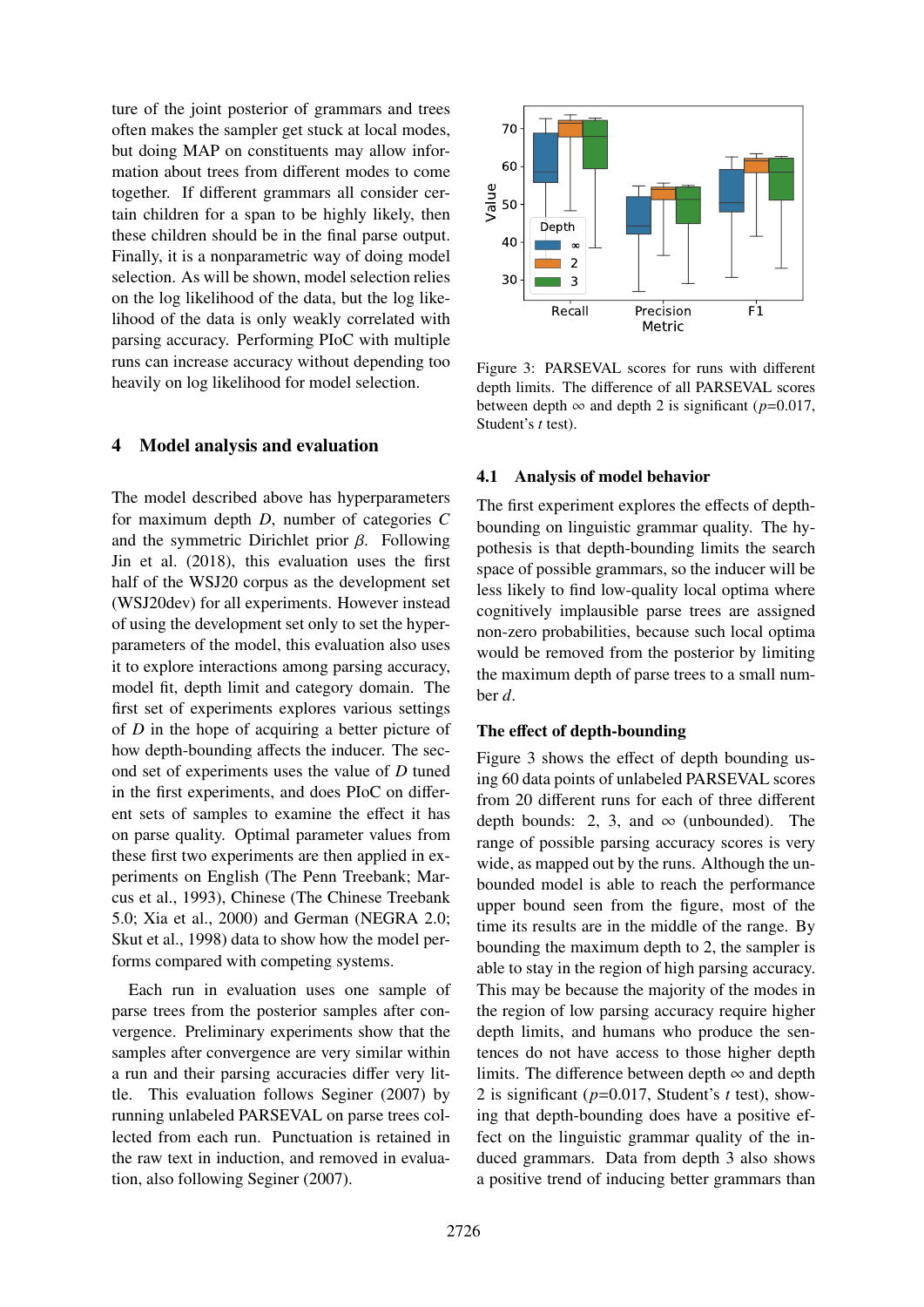ture of the joint posterior of grammars and trees often makes the sampler get stuck at local modes, but doing MAP on constituents may allow information about trees from different modes to come together. If different grammars all consider certain children for a span to be highly likely, then these children should be in the final parse output. Finally, it is a nonparametric way of doing model selection. As will be shown, model selection relies on the log likelihood of the data, but the log likelihood of the data is only weakly correlated with parsing accuracy. Performing PIoC with multiple runs can increase accuracy without depending too heavily on log likelihood for model selection.

## 4 Model analysis and evaluation

The model described above has hyperparameters for maximum depth $D$, number of categories $C$ and the symmetric Dirichlet prior $\beta$. Following Jin et al. (2018), this evaluation uses the first half of the WSJ20 corpus as the development set (WSJ20dev) for all experiments. However instead of using the development set only to set the hyperparameters of the model, this evaluation also uses it to explore interactions among parsing accuracy, model fit, depth limit and category domain. The first set of experiments explores various settings of $D$ in the hope of acquiring a better picture of how depth-bounding affects the inducer. The second set of experiments uses the value of $D$ tuned in the first experiments, and does PIoC on different sets of samples to examine the effect it has on parse quality. Optimal parameter values from these first two experiments are then applied in experiments on English (The Penn Treebank; Marcus et al., 1993), Chinese (The Chinese Treebank 5.0; Xia et al., 2000) and German (NEGRA 2.0; Skut et al., 1998) data to show how the model performs compared with competing systems.

Each run in evaluation uses one sample of parse trees from the posterior samples after convergence. Preliminary experiments show that the samples after convergence are very similar within a run and their parsing accuracies differ very little. This evaluation follows Seginer (2007) by running unlabeled PARSEVAL on parse trees collected from each run. Punctuation is retained in the raw text in induction, and removed in evaluation, also following Seginer (2007).

Figure 3: PARSEVAL scores for runs with different depth limits. The difference of all PARSEVAL scores between depth $\infty$ and depth 2 is significant ($p$=0.017, Student's $t$ test).

### 4.1 Analysis of model behavior

The first experiment explores the effects of depth-bounding on linguistic grammar quality. The hypothesis is that depth-bounding limits the search space of possible grammars, so the inducer will be less likely to find low-quality local optima where cognitively implausible parse trees are assigned non-zero probabilities, because such local optima would be removed from the posterior by limiting the maximum depth of parse trees to a small number $d$.

**The effect of depth-bounding**

Figure 3 shows the effect of depth bounding using 60 data points of unlabeled PARSEVAL scores from 20 different runs for each of three different depth bounds: 2, 3, and $\infty$ (unbounded). The range of possible parsing accuracy scores is very wide, as mapped out by the runs. Although the unbounded model is able to reach the performance upper bound seen from the figure, most of the time its results are in the middle of the range. By bounding the maximum depth to 2, the sampler is able to stay in the region of high parsing accuracy. This may be because the majority of the modes in the region of low parsing accuracy require higher depth limits, and humans who produce the sentences do not have access to those higher depth limits. The difference between depth $\infty$ and depth 2 is significant ($p$=0.017, Student's $t$ test), showing that depth-bounding does have a positive effect on the linguistic grammar quality of the induced grammars. Data from depth 3 also shows a positive trend of inducing better grammars than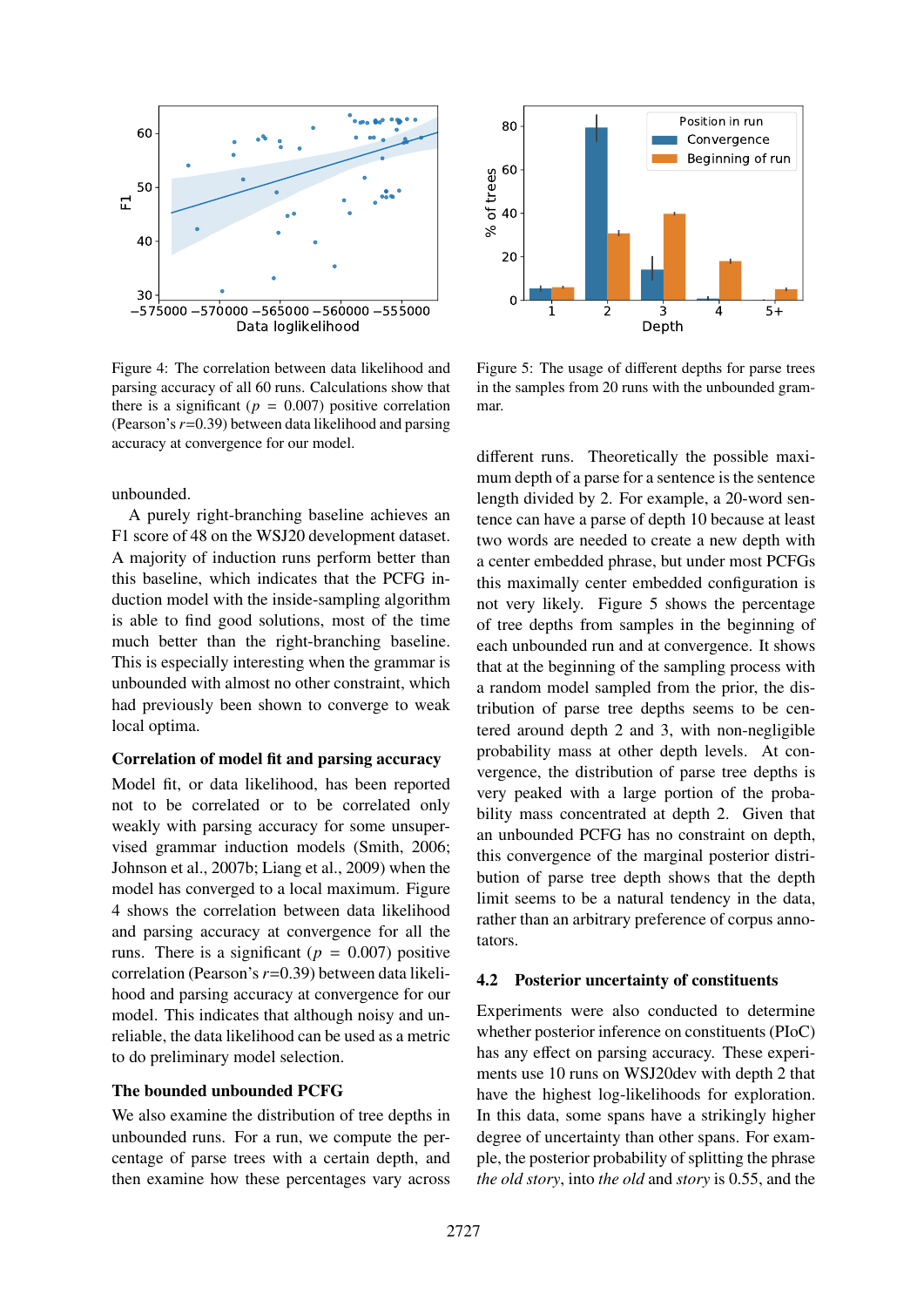Figure 4: The correlation between data likelihood and parsing accuracy of all 60 runs. Calculations show that there is a significant ($p = 0.007$) positive correlation (Pearson's $r$=0.39) between data likelihood and parsing accuracy at convergence for our model.

Figure 5: The usage of different depths for parse trees in the samples from 20 runs with the unbounded grammar.

unbounded.

A purely right-branching baseline achieves an F1 score of 48 on the WSJ20 development dataset. A majority of induction runs perform better than this baseline, which indicates that the PCFG induction model with the inside-sampling algorithm is able to find good solutions, most of the time much better than the right-branching baseline. This is especially interesting when the grammar is unbounded with almost no other constraint, which had previously been shown to converge to weak local optima.

### Correlation of model fit and parsing accuracy

Model fit, or data likelihood, has been reported not to be correlated or to be correlated only weakly with parsing accuracy for some unsupervised grammar induction models (Smith, 2006; Johnson et al., 2007b; Liang et al., 2009) when the model has converged to a local maximum. Figure 4 shows the correlation between data likelihood and parsing accuracy at convergence for all the runs. There is a significant ($p = 0.007$) positive correlation (Pearson's $r$=0.39) between data likelihood and parsing accuracy at convergence for our model. This indicates that although noisy and unreliable, the data likelihood can be used as a metric to do preliminary model selection.

### The bounded unbounded PCFG

We also examine the distribution of tree depths in unbounded runs. For a run, we compute the percentage of parse trees with a certain depth, and then examine how these percentages vary across different runs. Theoretically the possible maximum depth of a parse for a sentence is the sentence length divided by 2. For example, a 20-word sentence can have a parse of depth 10 because at least two words are needed to create a new depth with a center embedded phrase, but under most PCFGs this maximally center embedded configuration is not very likely. Figure 5 shows the percentage of tree depths from samples in the beginning of each unbounded run and at convergence. It shows that at the beginning of the sampling process with a random model sampled from the prior, the distribution of parse tree depths seems to be centered around depth 2 and 3, with non-negligible probability mass at other depth levels. At convergence, the distribution of parse tree depths is very peaked with a large portion of the probability mass concentrated at depth 2. Given that an unbounded PCFG has no constraint on depth, this convergence of the marginal posterior distribution of parse tree depth shows that the depth limit seems to be a natural tendency in the data, rather than an arbitrary preference of corpus annotators.

## 4.2 Posterior uncertainty of constituents

Experiments were also conducted to determine whether posterior inference on constituents (PIoC) has any effect on parsing accuracy. These experiments use 10 runs on WSJ20dev with depth 2 that have the highest log-likelihoods for exploration. In this data, some spans have a strikingly higher degree of uncertainty than other spans. For example, the posterior probability of splitting the phrase *the old story*, into *the old* and *story* is 0.55, and the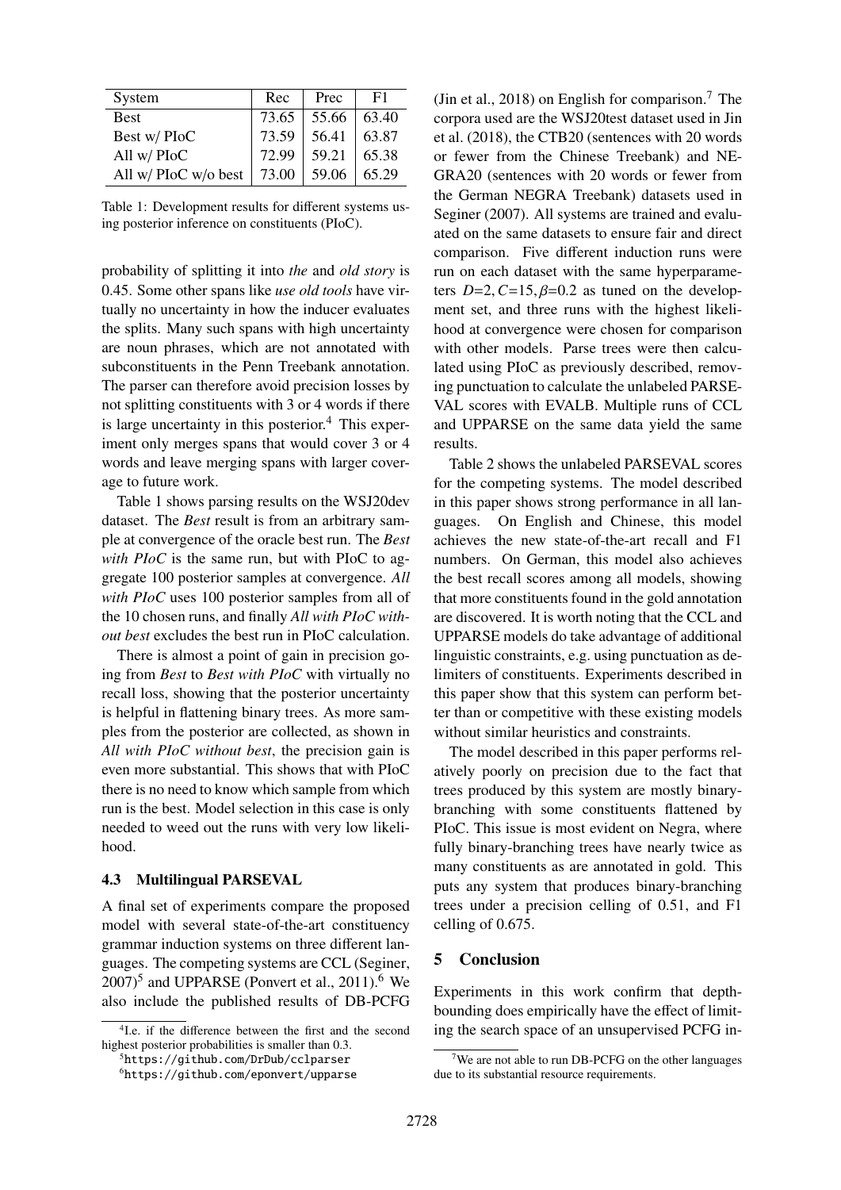| System | Rec | Prec | F1 |
| --- | --- | --- | --- |
| Best | 73.65 | 55.66 | 63.40 |
| Best w/ PIoC | 73.59 | 56.41 | 63.87 |
| All w/ PIoC | 72.99 | 59.21 | 65.38 |
| All w/ PIoC w/o best | 73.00 | 59.06 | 65.29 |

Table 1: Development results for different systems using posterior inference on constituents (PIoC).

probability of splitting it into *the* and *old story* is 0.45. Some other spans like *use old tools* have virtually no uncertainty in how the inducer evaluates the splits. Many such spans with high uncertainty are noun phrases, which are not annotated with subconstituents in the Penn Treebank annotation. The parser can therefore avoid precision losses by not splitting constituents with 3 or 4 words if there is large uncertainty in this posterior.[4] This experiment only merges spans that would cover 3 or 4 words and leave merging spans with larger coverage to future work.

Table 1 shows parsing results on the WSJ20dev dataset. The *Best* result is from an arbitrary sample at convergence of the oracle best run. The *Best with PIoC* is the same run, but with PIoC to aggregate 100 posterior samples at convergence. *All with PIoC* uses 100 posterior samples from all of the 10 chosen runs, and finally *All with PIoC without best* excludes the best run in PIoC calculation.

There is almost a point of gain in precision going from *Best* to *Best with PIoC* with virtually no recall loss, showing that the posterior uncertainty is helpful in flattening binary trees. As more samples from the posterior are collected, as shown in *All with PIoC without best*, the precision gain is even more substantial. This shows that with PIoC there is no need to know which sample from which run is the best. Model selection in this case is only needed to weed out the runs with very low likelihood.

### 4.3 Multilingual PARSEVAL

A final set of experiments compare the proposed model with several state-of-the-art constituency grammar induction systems on three different languages. The competing systems are CCL (Seginer, 2007)[5] and UPPARSE (Ponvert et al., 2011).[6] We also include the published results of DB-PCFG (Jin et al., 2018) on English for comparison.[7] The corpora used are the WSJ20test dataset used in Jin et al. (2018), the CTB20 (sentences with 20 words or fewer from the Chinese Treebank) and NEGRA20 (sentences with 20 words or fewer from the German NEGRA Treebank) datasets used in Seginer (2007). All systems are trained and evaluated on the same datasets to ensure fair and direct comparison. Five different induction runs were run on each dataset with the same hyperparameters $D$=2, $C$=15, $\beta$=0.2 as tuned on the development set, and three runs with the highest likelihood at convergence were chosen for comparison with other models. Parse trees were then calculated using PIoC as previously described, removing punctuation to calculate the unlabeled PARSEVAL scores with EVALB. Multiple runs of CCL and UPPARSE on the same data yield the same results.

Table 2 shows the unlabeled PARSEVAL scores for the competing systems. The model described in this paper shows strong performance in all languages. On English and Chinese, this model achieves the new state-of-the-art recall and F1 numbers. On German, this model also achieves the best recall scores among all models, showing that more constituents found in the gold annotation are discovered. It is worth noting that the CCL and UPPARSE models do take advantage of additional linguistic constraints, e.g. using punctuation as delimiters of constituents. Experiments described in this paper show that this system can perform better than or competitive with these existing models without similar heuristics and constraints.

The model described in this paper performs relatively poorly on precision due to the fact that trees produced by this system are mostly binary-branching with some constituents flattened by PIoC. This issue is most evident on Negra, where fully binary-branching trees have nearly twice as many constituents as are annotated in gold. This puts any system that produces binary-branching trees under a precision celling of 0.51, and F1 celling of 0.675.

## 5 Conclusion

Experiments in this work confirm that depth-bounding does empirically have the effect of limiting the search space of an unsupervised PCFG in-

[4] I.e. if the difference between the first and the second highest posterior probabilities is smaller than 0.3.

[5] https://github.com/DrDub/cclparser

[6] https://github.com/eponvert/upparse

[7] We are not able to run DB-PCFG on the other languages due to its substantial resource requirements.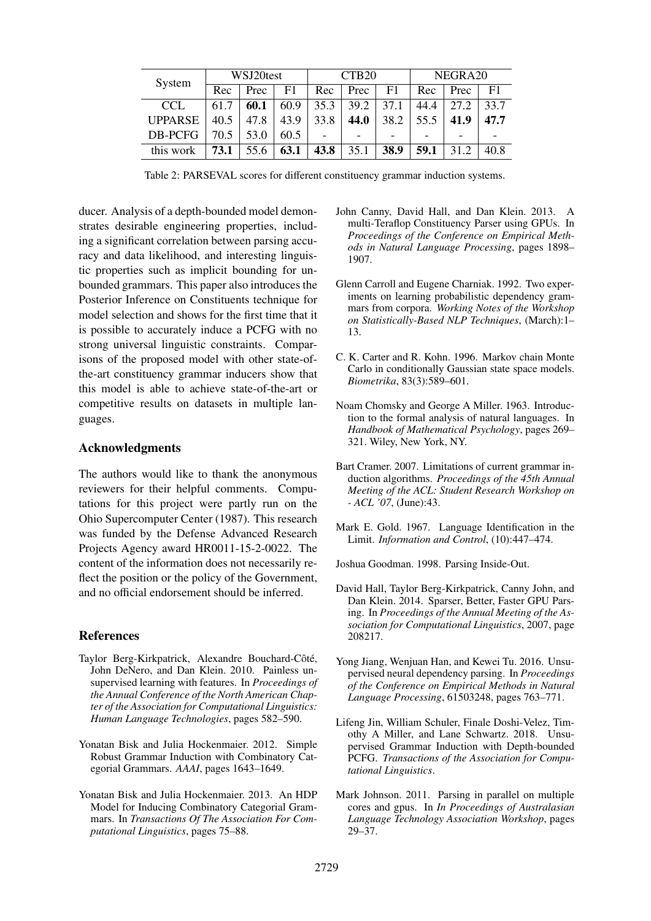| System | WSJ20test | | | CTB20 | | | NEGRA20 | | |
|---|---|---|---|---|---|---|---|---|---|
| | Rec | Prec | F1 | Rec | Prec | F1 | Rec | Prec | F1 |
| CCL | 61.7 | **60.1** | 60.9 | 35.3 | 39.2 | 37.1 | 44.4 | 27.2 | 33.7 |
| UPPARSE | 40.5 | 47.8 | 43.9 | 33.8 | **44.0** | 38.2 | 55.5 | **41.9** | **47.7** |
| DB-PCFG | 70.5 | 53.0 | 60.5 | - | - | - | - | - | - |
| this work | **73.1** | 55.6 | **63.1** | **43.8** | 35.1 | **38.9** | **59.1** | 31.2 | 40.8 |

Table 2: PARSEVAL scores for different constituency grammar induction systems.

ducer. Analysis of a depth-bounded model demonstrates desirable engineering properties, including a significant correlation between parsing accuracy and data likelihood, and interesting linguistic properties such as implicit bounding for unbounded grammars. This paper also introduces the Posterior Inference on Constituents technique for model selection and shows for the first time that it is possible to accurately induce a PCFG with no strong universal linguistic constraints. Comparisons of the proposed model with other state-of-the-art constituency grammar inducers show that this model is able to achieve state-of-the-art or competitive results on datasets in multiple languages.

## Acknowledgments

The authors would like to thank the anonymous reviewers for their helpful comments. Computations for this project were partly run on the Ohio Supercomputer Center (1987). This research was funded by the Defense Advanced Research Projects Agency award HR0011-15-2-0022. The content of the information does not necessarily reflect the position or the policy of the Government, and no official endorsement should be inferred.

## References

Taylor Berg-Kirkpatrick, Alexandre Bouchard-Côté, John DeNero, and Dan Klein. 2010. Painless unsupervised learning with features. In *Proceedings of the Annual Conference of the North American Chapter of the Association for Computational Linguistics: Human Language Technologies*, pages 582–590.

Yonatan Bisk and Julia Hockenmaier. 2012. Simple Robust Grammar Induction with Combinatory Categorial Grammars. *AAAI*, pages 1643–1649.

Yonatan Bisk and Julia Hockenmaier. 2013. An HDP Model for Inducing Combinatory Categorial Grammars. In *Transactions Of The Association For Computational Linguistics*, pages 75–88.

John Canny, David Hall, and Dan Klein. 2013. A multi-Teraflop Constituency Parser using GPUs. In *Proceedings of the Conference on Empirical Methods in Natural Language Processing*, pages 1898–1907.

Glenn Carroll and Eugene Charniak. 1992. Two experiments on learning probabilistic dependency grammars from corpora. *Working Notes of the Workshop on Statistically-Based NLP Techniques*, (March):1–13.

C. K. Carter and R. Kohn. 1996. Markov chain Monte Carlo in conditionally Gaussian state space models. *Biometrika*, 83(3):589–601.

Noam Chomsky and George A Miller. 1963. Introduction to the formal analysis of natural languages. In *Handbook of Mathematical Psychology*, pages 269–321. Wiley, New York, NY.

Bart Cramer. 2007. Limitations of current grammar induction algorithms. *Proceedings of the 45th Annual Meeting of the ACL: Student Research Workshop on - ACL '07*, (June):43.

Mark E. Gold. 1967. Language Identification in the Limit. *Information and Control*, (10):447–474.

Joshua Goodman. 1998. Parsing Inside-Out.

David Hall, Taylor Berg-Kirkpatrick, Canny John, and Dan Klein. 2014. Sparser, Better, Faster GPU Parsing. In *Proceedings of the Annual Meeting of the Association for Computational Linguistics*, 2007, page 208217.

Yong Jiang, Wenjuan Han, and Kewei Tu. 2016. Unsupervised neural dependency parsing. In *Proceedings of the Conference on Empirical Methods in Natural Language Processing*, 61503248, pages 763–771.

Lifeng Jin, William Schuler, Finale Doshi-Velez, Timothy A Miller, and Lane Schwartz. 2018. Unsupervised Grammar Induction with Depth-bounded PCFG. *Transactions of the Association for Computational Linguistics*.

Mark Johnson. 2011. Parsing in parallel on multiple cores and gpus. In *In Proceedings of Australasian Language Technology Association Workshop*, pages 29–37.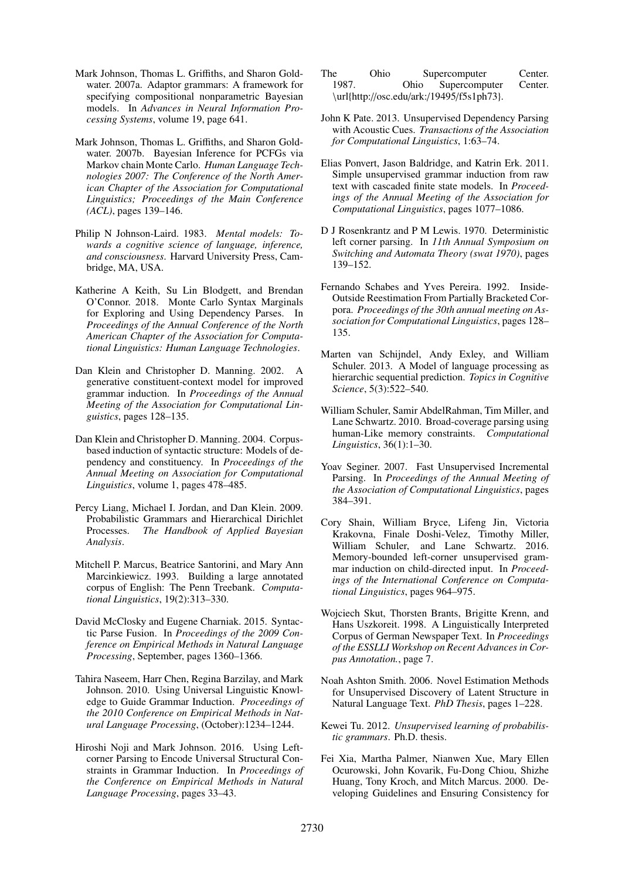Mark Johnson, Thomas L. Griffiths, and Sharon Goldwater. 2007a. Adaptor grammars: A framework for specifying compositional nonparametric Bayesian models. In *Advances in Neural Information Processing Systems*, volume 19, page 641.

Mark Johnson, Thomas L. Griffiths, and Sharon Goldwater. 2007b. Bayesian Inference for PCFGs via Markov chain Monte Carlo. *Human Language Technologies 2007: The Conference of the North American Chapter of the Association for Computational Linguistics; Proceedings of the Main Conference (ACL)*, pages 139–146.

Philip N Johnson-Laird. 1983. *Mental models: Towards a cognitive science of language, inference, and consciousness*. Harvard University Press, Cambridge, MA, USA.

Katherine A Keith, Su Lin Blodgett, and Brendan O'Connor. 2018. Monte Carlo Syntax Marginals for Exploring and Using Dependency Parses. In *Proceedings of the Annual Conference of the North American Chapter of the Association for Computational Linguistics: Human Language Technologies*.

Dan Klein and Christopher D. Manning. 2002. A generative constituent-context model for improved grammar induction. In *Proceedings of the Annual Meeting of the Association for Computational Linguistics*, pages 128–135.

Dan Klein and Christopher D. Manning. 2004. Corpus-based induction of syntactic structure: Models of dependency and constituency. In *Proceedings of the Annual Meeting on Association for Computational Linguistics*, volume 1, pages 478–485.

Percy Liang, Michael I. Jordan, and Dan Klein. 2009. Probabilistic Grammars and Hierarchical Dirichlet Processes. *The Handbook of Applied Bayesian Analysis*.

Mitchell P. Marcus, Beatrice Santorini, and Mary Ann Marcinkiewicz. 1993. Building a large annotated corpus of English: The Penn Treebank. *Computational Linguistics*, 19(2):313–330.

David McClosky and Eugene Charniak. 2015. Syntactic Parse Fusion. In *Proceedings of the 2009 Conference on Empirical Methods in Natural Language Processing*, September, pages 1360–1366.

Tahira Naseem, Harr Chen, Regina Barzilay, and Mark Johnson. 2010. Using Universal Linguistic Knowledge to Guide Grammar Induction. *Proceedings of the 2010 Conference on Empirical Methods in Natural Language Processing*, (October):1234–1244.

Hiroshi Noji and Mark Johnson. 2016. Using Left-corner Parsing to Encode Universal Structural Constraints in Grammar Induction. In *Proceedings of the Conference on Empirical Methods in Natural Language Processing*, pages 33–43.

The Ohio Supercomputer Center. 1987. Ohio Supercomputer Center. \url{http://osc.edu/ark:/19495/f5s1ph73}.

John K Pate. 2013. Unsupervised Dependency Parsing with Acoustic Cues. *Transactions of the Association for Computational Linguistics*, 1:63–74.

Elias Ponvert, Jason Baldridge, and Katrin Erk. 2011. Simple unsupervised grammar induction from raw text with cascaded finite state models. In *Proceedings of the Annual Meeting of the Association for Computational Linguistics*, pages 1077–1086.

D J Rosenkrantz and P M Lewis. 1970. Deterministic left corner parsing. In *11th Annual Symposium on Switching and Automata Theory (swat 1970)*, pages 139–152.

Fernando Schabes and Yves Pereira. 1992. Inside-Outside Reestimation From Partially Bracketed Corpora. *Proceedings of the 30th annual meeting on Association for Computational Linguistics*, pages 128–135.

Marten van Schijndel, Andy Exley, and William Schuler. 2013. A Model of language processing as hierarchic sequential prediction. *Topics in Cognitive Science*, 5(3):522–540.

William Schuler, Samir AbdelRahman, Tim Miller, and Lane Schwartz. 2010. Broad-coverage parsing using human-Like memory constraints. *Computational Linguistics*, 36(1):1–30.

Yoav Seginer. 2007. Fast Unsupervised Incremental Parsing. In *Proceedings of the Annual Meeting of the Association for Computational Linguistics*, pages 384–391.

Cory Shain, William Bryce, Lifeng Jin, Victoria Krakovna, Finale Doshi-Velez, Timothy Miller, William Schuler, and Lane Schwartz. 2016. Memory-bounded left-corner unsupervised grammar induction on child-directed input. In *Proceedings of the International Conference on Computational Linguistics*, pages 964–975.

Wojciech Skut, Thorsten Brants, Brigitte Krenn, and Hans Uszkoreit. 1998. A Linguistically Interpreted Corpus of German Newspaper Text. In *Proceedings of the ESSLLI Workshop on Recent Advances in Corpus Annotation.*, page 7.

Noah Ashton Smith. 2006. Novel Estimation Methods for Unsupervised Discovery of Latent Structure in Natural Language Text. *PhD Thesis*, pages 1–228.

Kewei Tu. 2012. *Unsupervised learning of probabilistic grammars*. Ph.D. thesis.

Fei Xia, Martha Palmer, Nianwen Xue, Mary Ellen Ocurowski, John Kovarik, Fu-Dong Chiou, Shizhe Huang, Tony Kroch, and Mitch Marcus. 2000. Developing Guidelines and Ensuring Consistency for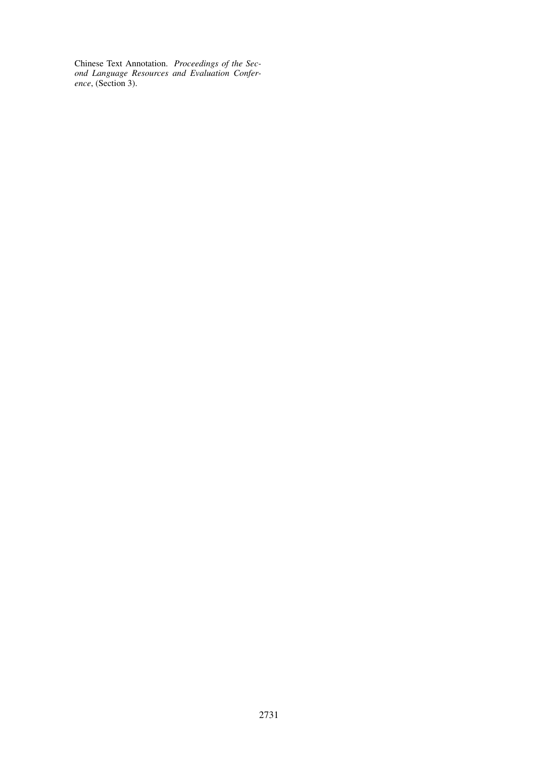Chinese Text Annotation. *Proceedings of the Second Language Resources and Evaluation Conference*, (Section 3).